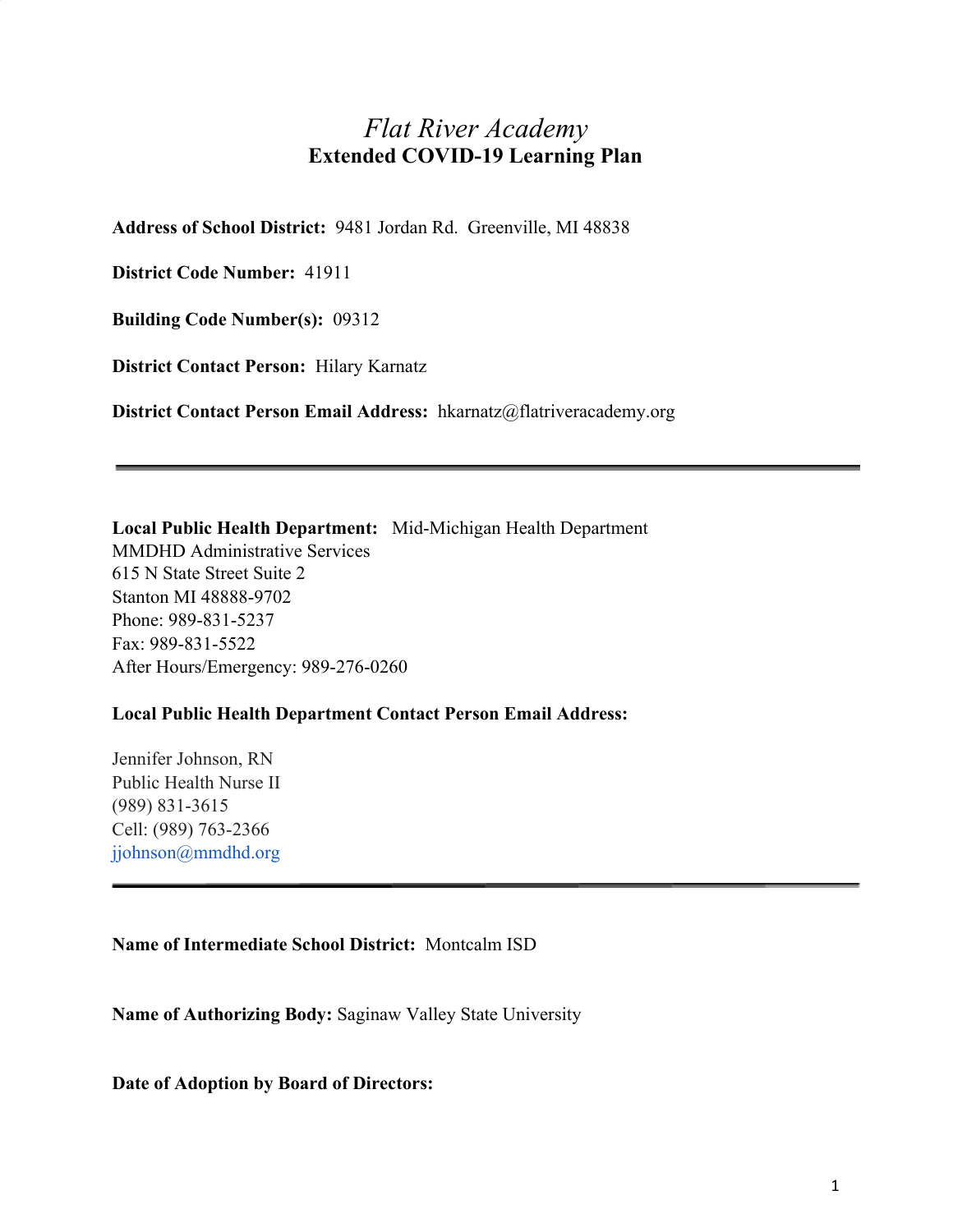# *Flat River Academy*
## Extended COVID-19 Learning Plan

**Address of School District:** 9481 Jordan Rd. Greenville, MI 48838

**District Code Number:** 41911

**Building Code Number(s):** 09312

**District Contact Person:** Hilary Karnatz

**District Contact Person Email Address:** hkarnatz@flatriveracademy.org

---

**Local Public Health Department:** Mid-Michigan Health Department
MMDHD Administrative Services
615 N State Street Suite 2
Stanton MI 48888-9702
Phone: 989-831-5237
Fax: 989-831-5522
After Hours/Emergency: 989-276-0260

**Local Public Health Department Contact Person Email Address:**

Jennifer Johnson, RN
Public Health Nurse II
(989) 831-3615
Cell: (989) 763-2366
jjohnson@mmdhd.org

---

**Name of Intermediate School District:** Montcalm ISD

**Name of Authorizing Body:** Saginaw Valley State University

**Date of Adoption by Board of Directors:**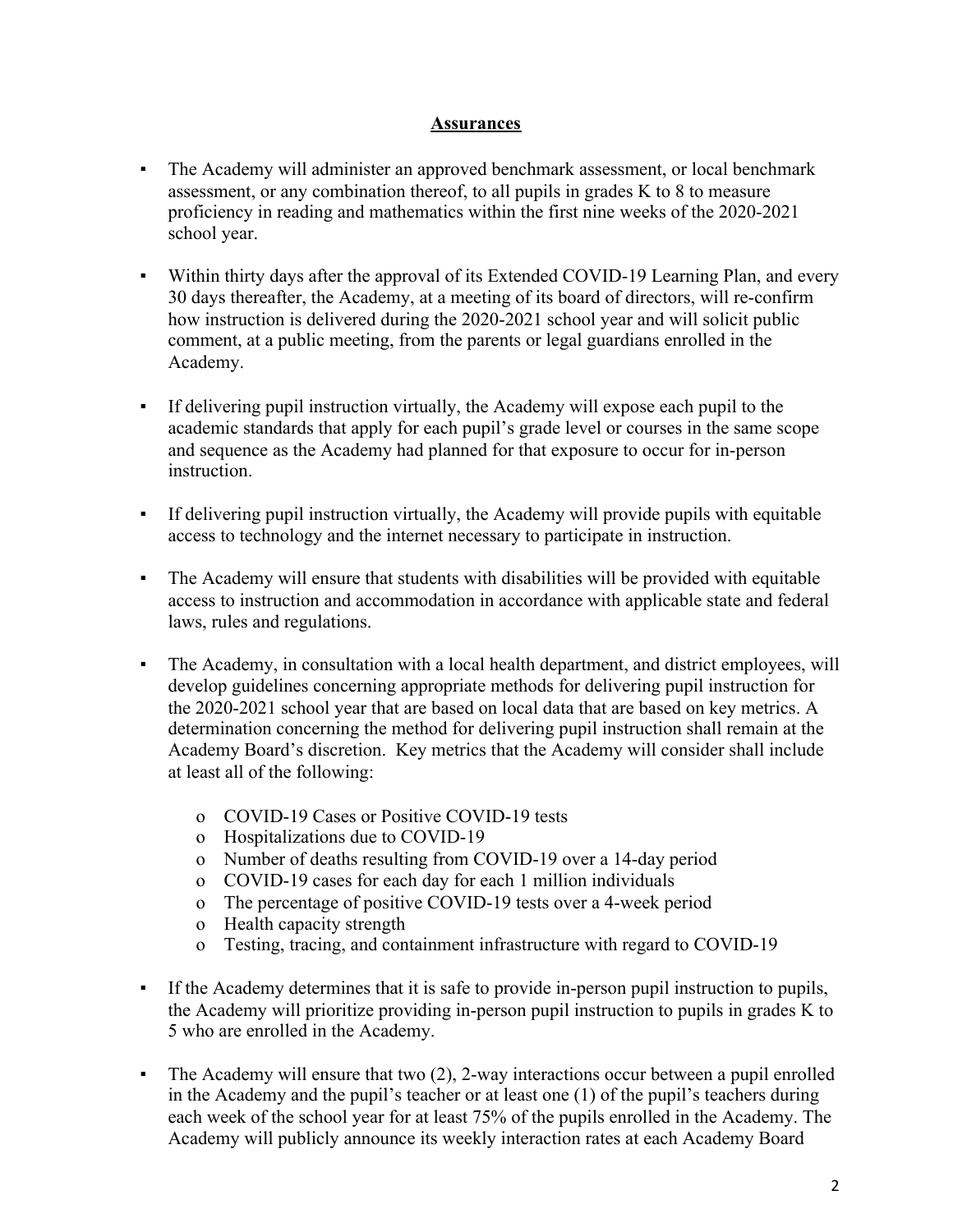## Assurances

- The Academy will administer an approved benchmark assessment, or local benchmark assessment, or any combination thereof, to all pupils in grades K to 8 to measure proficiency in reading and mathematics within the first nine weeks of the 2020-2021 school year.

- Within thirty days after the approval of its Extended COVID-19 Learning Plan, and every 30 days thereafter, the Academy, at a meeting of its board of directors, will re-confirm how instruction is delivered during the 2020-2021 school year and will solicit public comment, at a public meeting, from the parents or legal guardians enrolled in the Academy.

- If delivering pupil instruction virtually, the Academy will expose each pupil to the academic standards that apply for each pupil's grade level or courses in the same scope and sequence as the Academy had planned for that exposure to occur for in-person instruction.

- If delivering pupil instruction virtually, the Academy will provide pupils with equitable access to technology and the internet necessary to participate in instruction.

- The Academy will ensure that students with disabilities will be provided with equitable access to instruction and accommodation in accordance with applicable state and federal laws, rules and regulations.

- The Academy, in consultation with a local health department, and district employees, will develop guidelines concerning appropriate methods for delivering pupil instruction for the 2020-2021 school year that are based on local data that are based on key metrics. A determination concerning the method for delivering pupil instruction shall remain at the Academy Board's discretion. Key metrics that the Academy will consider shall include at least all of the following:
  - COVID-19 Cases or Positive COVID-19 tests
  - Hospitalizations due to COVID-19
  - Number of deaths resulting from COVID-19 over a 14-day period
  - COVID-19 cases for each day for each 1 million individuals
  - The percentage of positive COVID-19 tests over a 4-week period
  - Health capacity strength
  - Testing, tracing, and containment infrastructure with regard to COVID-19

- If the Academy determines that it is safe to provide in-person pupil instruction to pupils, the Academy will prioritize providing in-person pupil instruction to pupils in grades K to 5 who are enrolled in the Academy.

- The Academy will ensure that two (2), 2-way interactions occur between a pupil enrolled in the Academy and the pupil's teacher or at least one (1) of the pupil's teachers during each week of the school year for at least 75% of the pupils enrolled in the Academy. The Academy will publicly announce its weekly interaction rates at each Academy Board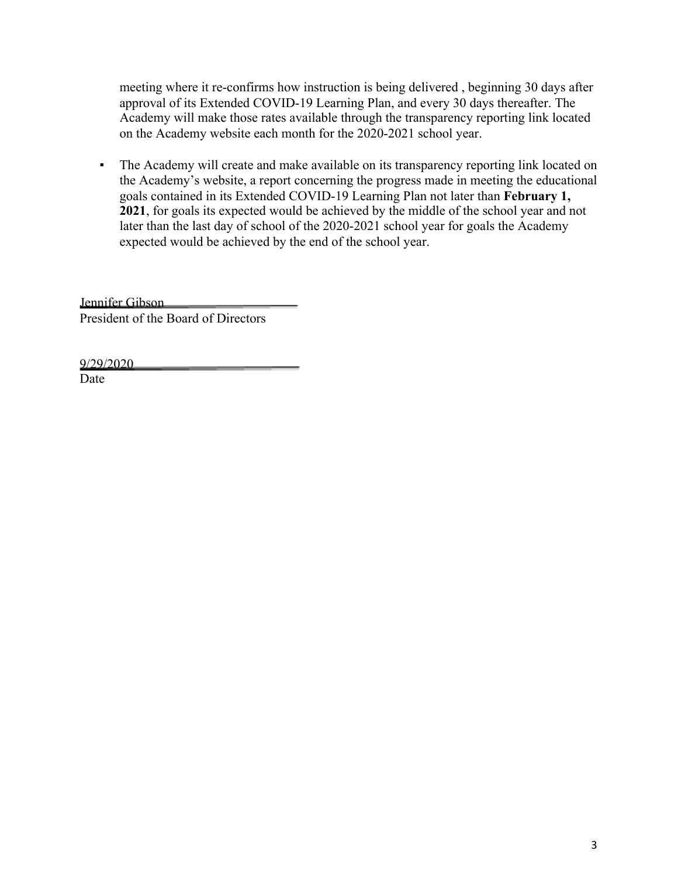meeting where it re-confirms how instruction is being delivered , beginning 30 days after approval of its Extended COVID-19 Learning Plan, and every 30 days thereafter. The Academy will make those rates available through the transparency reporting link located on the Academy website each month for the 2020-2021 school year.

- The Academy will create and make available on its transparency reporting link located on the Academy's website, a report concerning the progress made in meeting the educational goals contained in its Extended COVID-19 Learning Plan not later than **February 1, 2021**, for goals its expected would be achieved by the middle of the school year and not later than the last day of school of the 2020-2021 school year for goals the Academy expected would be achieved by the end of the school year.

Jennifer Gibson
President of the Board of Directors

9/29/2020
Date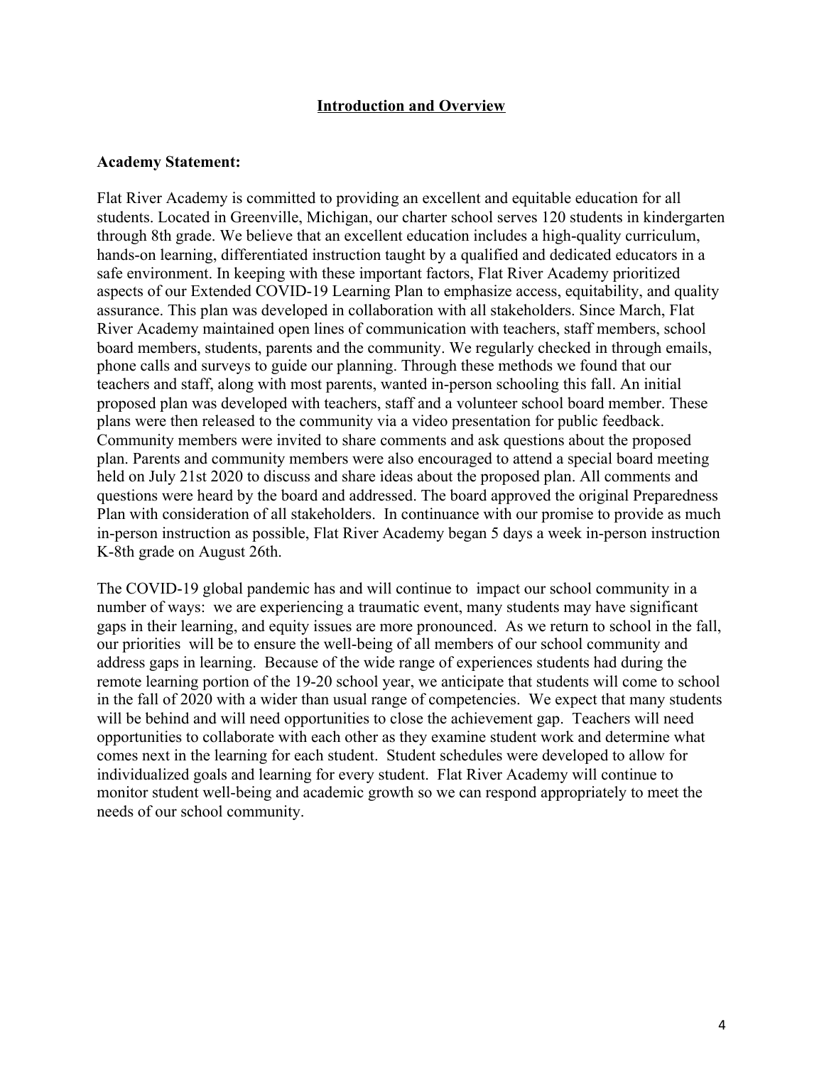## Introduction and Overview

**Academy Statement:**

Flat River Academy is committed to providing an excellent and equitable education for all students. Located in Greenville, Michigan, our charter school serves 120 students in kindergarten through 8th grade. We believe that an excellent education includes a high-quality curriculum, hands-on learning, differentiated instruction taught by a qualified and dedicated educators in a safe environment. In keeping with these important factors, Flat River Academy prioritized aspects of our Extended COVID-19 Learning Plan to emphasize access, equitability, and quality assurance. This plan was developed in collaboration with all stakeholders. Since March, Flat River Academy maintained open lines of communication with teachers, staff members, school board members, students, parents and the community. We regularly checked in through emails, phone calls and surveys to guide our planning. Through these methods we found that our teachers and staff, along with most parents, wanted in-person schooling this fall. An initial proposed plan was developed with teachers, staff and a volunteer school board member. These plans were then released to the community via a video presentation for public feedback. Community members were invited to share comments and ask questions about the proposed plan. Parents and community members were also encouraged to attend a special board meeting held on July 21st 2020 to discuss and share ideas about the proposed plan. All comments and questions were heard by the board and addressed. The board approved the original Preparedness Plan with consideration of all stakeholders. In continuance with our promise to provide as much in-person instruction as possible, Flat River Academy began 5 days a week in-person instruction K-8th grade on August 26th.

The COVID-19 global pandemic has and will continue to impact our school community in a number of ways: we are experiencing a traumatic event, many students may have significant gaps in their learning, and equity issues are more pronounced. As we return to school in the fall, our priorities will be to ensure the well-being of all members of our school community and address gaps in learning. Because of the wide range of experiences students had during the remote learning portion of the 19-20 school year, we anticipate that students will come to school in the fall of 2020 with a wider than usual range of competencies. We expect that many students will be behind and will need opportunities to close the achievement gap. Teachers will need opportunities to collaborate with each other as they examine student work and determine what comes next in the learning for each student. Student schedules were developed to allow for individualized goals and learning for every student. Flat River Academy will continue to monitor student well-being and academic growth so we can respond appropriately to meet the needs of our school community.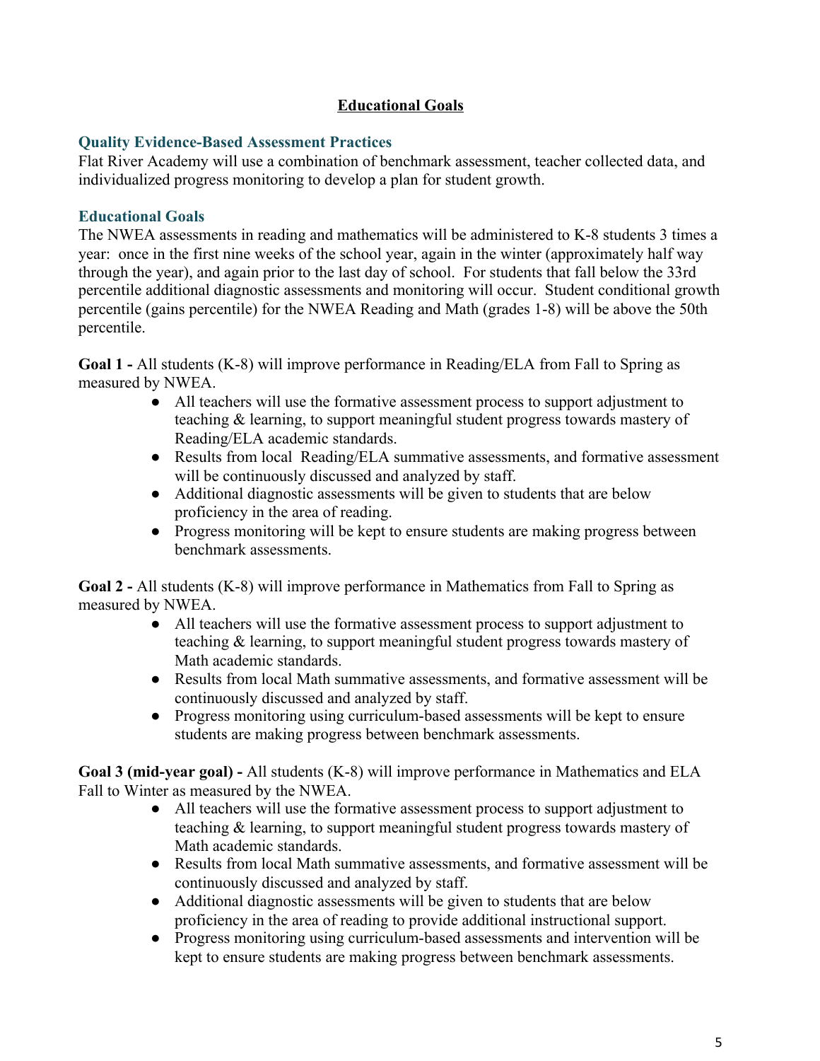## Educational Goals

### Quality Evidence-Based Assessment Practices

Flat River Academy will use a combination of benchmark assessment, teacher collected data, and individualized progress monitoring to develop a plan for student growth.

### Educational Goals

The NWEA assessments in reading and mathematics will be administered to K-8 students 3 times a year: once in the first nine weeks of the school year, again in the winter (approximately half way through the year), and again prior to the last day of school. For students that fall below the 33rd percentile additional diagnostic assessments and monitoring will occur. Student conditional growth percentile (gains percentile) for the NWEA Reading and Math (grades 1-8) will be above the 50th percentile.

**Goal 1 -** All students (K-8) will improve performance in Reading/ELA from Fall to Spring as measured by NWEA.

- All teachers will use the formative assessment process to support adjustment to teaching & learning, to support meaningful student progress towards mastery of Reading/ELA academic standards.
- Results from local Reading/ELA summative assessments, and formative assessment will be continuously discussed and analyzed by staff.
- Additional diagnostic assessments will be given to students that are below proficiency in the area of reading.
- Progress monitoring will be kept to ensure students are making progress between benchmark assessments.

**Goal 2 -** All students (K-8) will improve performance in Mathematics from Fall to Spring as measured by NWEA.

- All teachers will use the formative assessment process to support adjustment to teaching & learning, to support meaningful student progress towards mastery of Math academic standards.
- Results from local Math summative assessments, and formative assessment will be continuously discussed and analyzed by staff.
- Progress monitoring using curriculum-based assessments will be kept to ensure students are making progress between benchmark assessments.

**Goal 3 (mid-year goal) -** All students (K-8) will improve performance in Mathematics and ELA Fall to Winter as measured by the NWEA.

- All teachers will use the formative assessment process to support adjustment to teaching & learning, to support meaningful student progress towards mastery of Math academic standards.
- Results from local Math summative assessments, and formative assessment will be continuously discussed and analyzed by staff.
- Additional diagnostic assessments will be given to students that are below proficiency in the area of reading to provide additional instructional support.
- Progress monitoring using curriculum-based assessments and intervention will be kept to ensure students are making progress between benchmark assessments.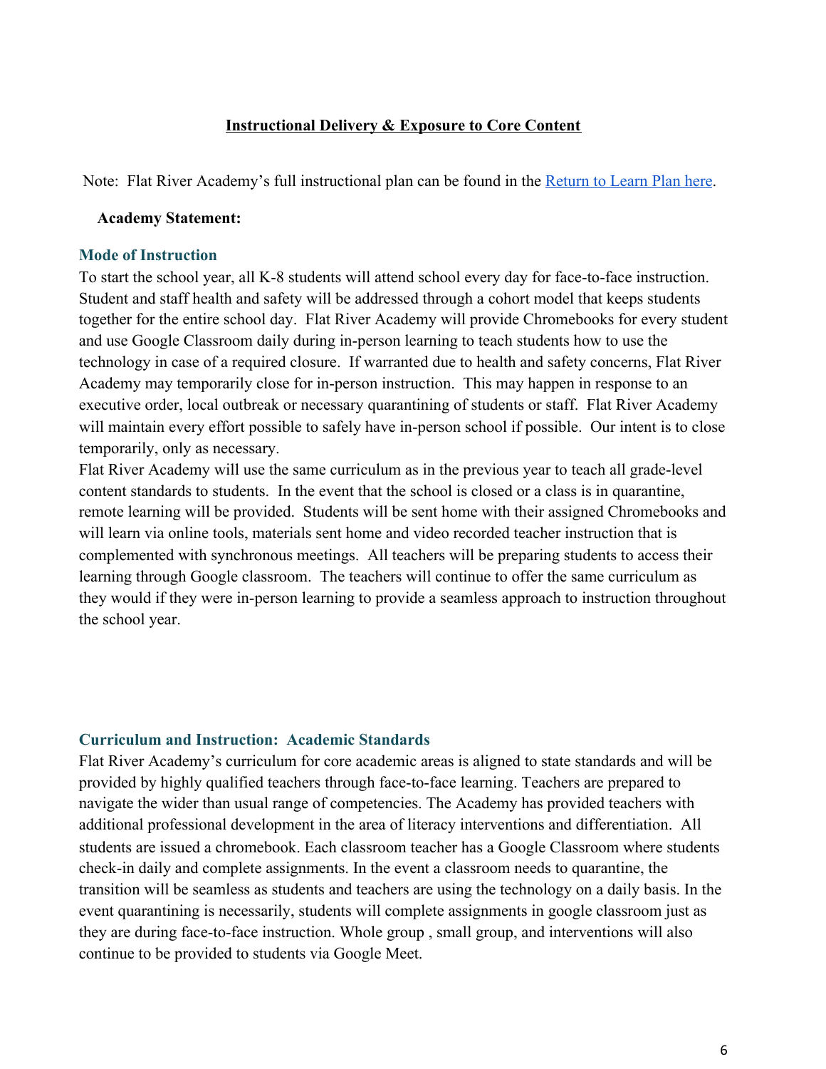## Instructional Delivery & Exposure to Core Content

Note: Flat River Academy's full instructional plan can be found in the [Return to Learn Plan here](#).

**Academy Statement:**

### Mode of Instruction

To start the school year, all K-8 students will attend school every day for face-to-face instruction. Student and staff health and safety will be addressed through a cohort model that keeps students together for the entire school day. Flat River Academy will provide Chromebooks for every student and use Google Classroom daily during in-person learning to teach students how to use the technology in case of a required closure. If warranted due to health and safety concerns, Flat River Academy may temporarily close for in-person instruction. This may happen in response to an executive order, local outbreak or necessary quarantining of students or staff. Flat River Academy will maintain every effort possible to safely have in-person school if possible. Our intent is to close temporarily, only as necessary.

Flat River Academy will use the same curriculum as in the previous year to teach all grade-level content standards to students. In the event that the school is closed or a class is in quarantine, remote learning will be provided. Students will be sent home with their assigned Chromebooks and will learn via online tools, materials sent home and video recorded teacher instruction that is complemented with synchronous meetings. All teachers will be preparing students to access their learning through Google classroom. The teachers will continue to offer the same curriculum as they would if they were in-person learning to provide a seamless approach to instruction throughout the school year.

### Curriculum and Instruction: Academic Standards

Flat River Academy's curriculum for core academic areas is aligned to state standards and will be provided by highly qualified teachers through face-to-face learning. Teachers are prepared to navigate the wider than usual range of competencies. The Academy has provided teachers with additional professional development in the area of literacy interventions and differentiation. All students are issued a chromebook. Each classroom teacher has a Google Classroom where students check-in daily and complete assignments. In the event a classroom needs to quarantine, the transition will be seamless as students and teachers are using the technology on a daily basis. In the event quarantining is necessarily, students will complete assignments in google classroom just as they are during face-to-face instruction. Whole group , small group, and interventions will also continue to be provided to students via Google Meet.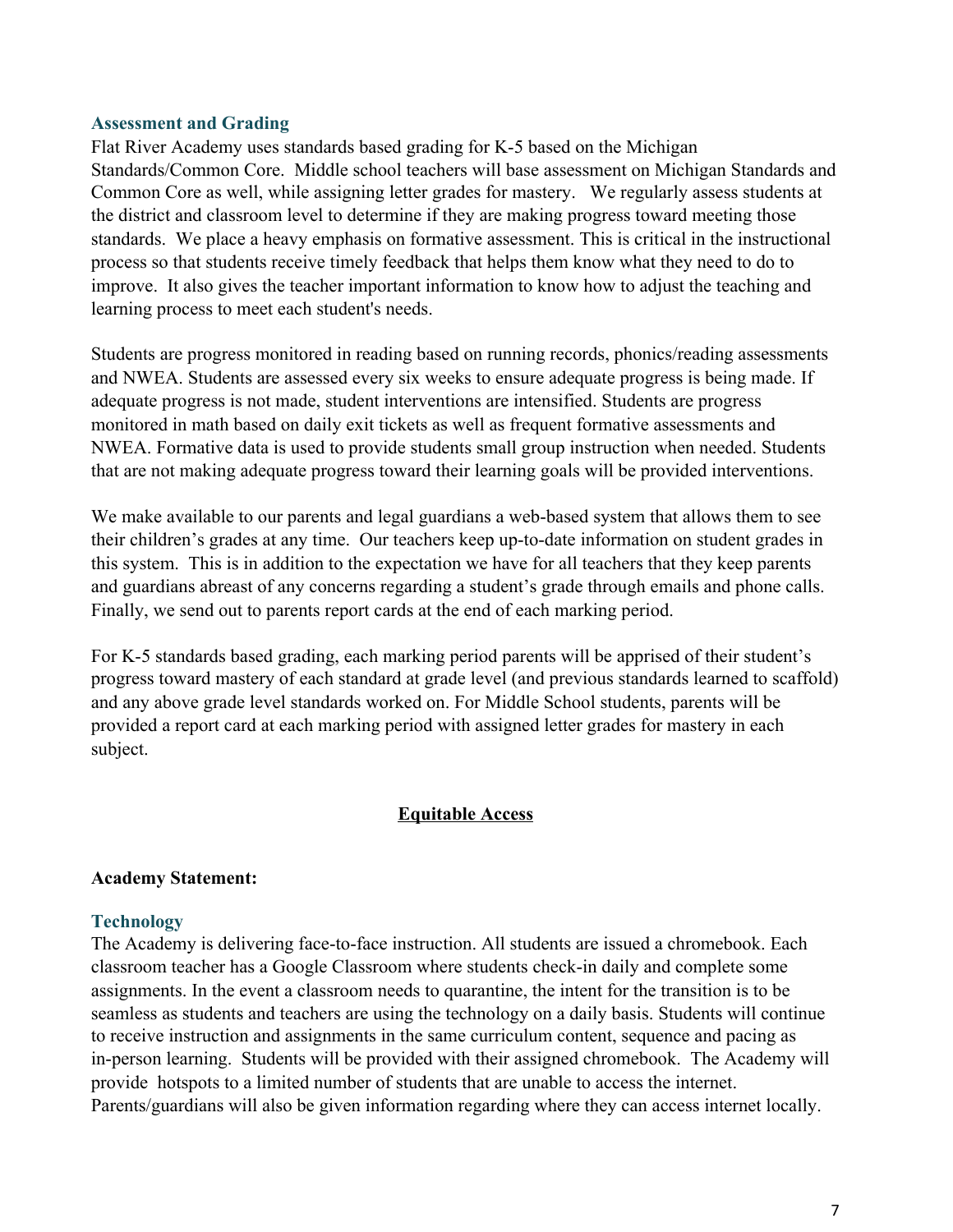### Assessment and Grading

Flat River Academy uses standards based grading for K-5 based on the Michigan Standards/Common Core. Middle school teachers will base assessment on Michigan Standards and Common Core as well, while assigning letter grades for mastery. We regularly assess students at the district and classroom level to determine if they are making progress toward meeting those standards. We place a heavy emphasis on formative assessment. This is critical in the instructional process so that students receive timely feedback that helps them know what they need to do to improve. It also gives the teacher important information to know how to adjust the teaching and learning process to meet each student's needs.

Students are progress monitored in reading based on running records, phonics/reading assessments and NWEA. Students are assessed every six weeks to ensure adequate progress is being made. If adequate progress is not made, student interventions are intensified. Students are progress monitored in math based on daily exit tickets as well as frequent formative assessments and NWEA. Formative data is used to provide students small group instruction when needed. Students that are not making adequate progress toward their learning goals will be provided interventions.

We make available to our parents and legal guardians a web-based system that allows them to see their children's grades at any time. Our teachers keep up-to-date information on student grades in this system. This is in addition to the expectation we have for all teachers that they keep parents and guardians abreast of any concerns regarding a student's grade through emails and phone calls. Finally, we send out to parents report cards at the end of each marking period.

For K-5 standards based grading, each marking period parents will be apprised of their student's progress toward mastery of each standard at grade level (and previous standards learned to scaffold) and any above grade level standards worked on. For Middle School students, parents will be provided a report card at each marking period with assigned letter grades for mastery in each subject.

## Equitable Access

**Academy Statement:**

### Technology

The Academy is delivering face-to-face instruction. All students are issued a chromebook. Each classroom teacher has a Google Classroom where students check-in daily and complete some assignments. In the event a classroom needs to quarantine, the intent for the transition is to be seamless as students and teachers are using the technology on a daily basis. Students will continue to receive instruction and assignments in the same curriculum content, sequence and pacing as in-person learning. Students will be provided with their assigned chromebook. The Academy will provide hotspots to a limited number of students that are unable to access the internet. Parents/guardians will also be given information regarding where they can access internet locally.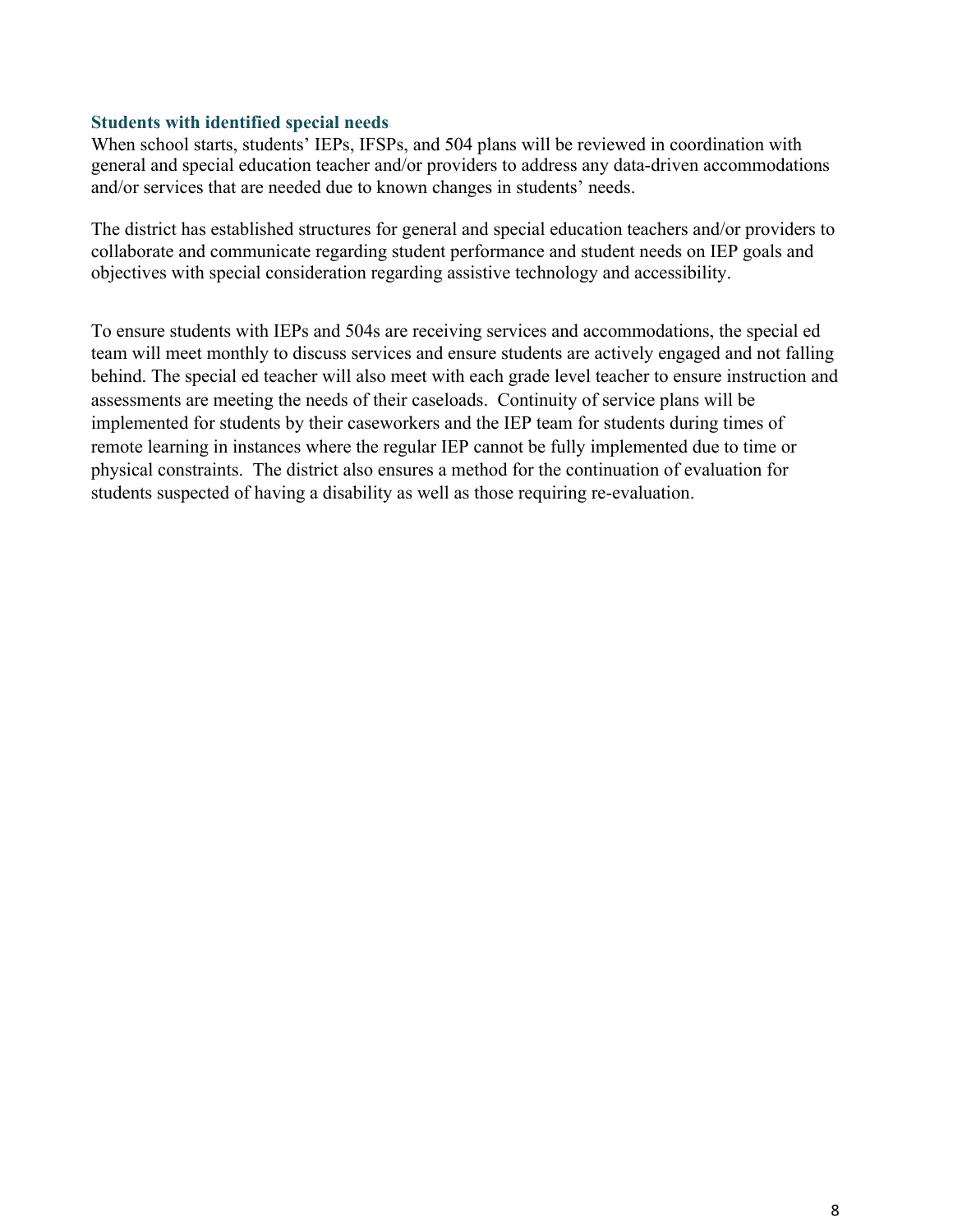### Students with identified special needs

When school starts, students' IEPs, IFSPs, and 504 plans will be reviewed in coordination with general and special education teacher and/or providers to address any data-driven accommodations and/or services that are needed due to known changes in students' needs.

The district has established structures for general and special education teachers and/or providers to collaborate and communicate regarding student performance and student needs on IEP goals and objectives with special consideration regarding assistive technology and accessibility.

To ensure students with IEPs and 504s are receiving services and accommodations, the special ed team will meet monthly to discuss services and ensure students are actively engaged and not falling behind. The special ed teacher will also meet with each grade level teacher to ensure instruction and assessments are meeting the needs of their caseloads. Continuity of service plans will be implemented for students by their caseworkers and the IEP team for students during times of remote learning in instances where the regular IEP cannot be fully implemented due to time or physical constraints. The district also ensures a method for the continuation of evaluation for students suspected of having a disability as well as those requiring re-evaluation.